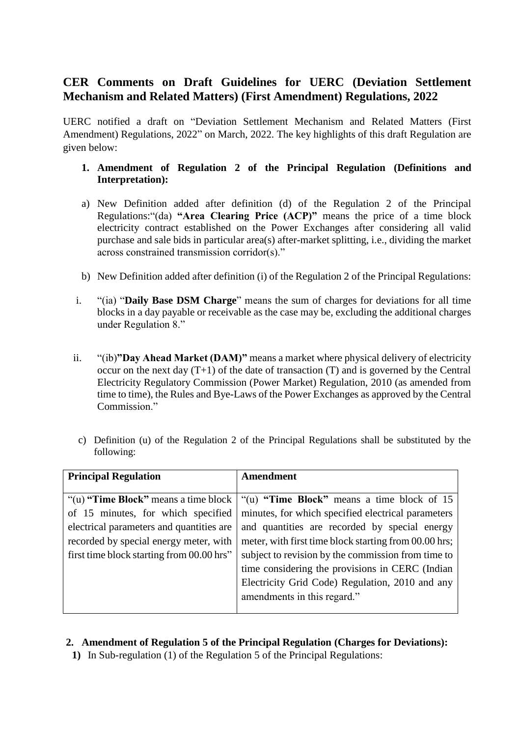## CER Comments on Draft Guidelines for UERC (Deviation Settlement Mechanism and Related Matters) (First Amendment) Regulations, 2022

UERC notified a draft on "Deviation Settlement Mechanism and Related Matters (First Amendment) Regulations, 2022" on March, 2022. The key highlights of this draft Regulation are given below:

1. **Amendment of Regulation 2 of the Principal Regulation (Definitions and Interpretation):**

   a) New Definition added after definition (d) of the Regulation 2 of the Principal Regulations:"(da) **"Area Clearing Price (ACP)"** means the price of a time block electricity contract established on the Power Exchanges after considering all valid purchase and sale bids in particular area(s) after-market splitting, i.e., dividing the market across constrained transmission corridor(s)."

   b) New Definition added after definition (i) of the Regulation 2 of the Principal Regulations:

   i. "(ia) "**Daily Base DSM Charge**" means the sum of charges for deviations for all time blocks in a day payable or receivable as the case may be, excluding the additional charges under Regulation 8."

   ii. "(ib)**"Day Ahead Market (DAM)"** means a market where physical delivery of electricity occur on the next day (T+1) of the date of transaction (T) and is governed by the Central Electricity Regulatory Commission (Power Market) Regulation, 2010 (as amended from time to time), the Rules and Bye-Laws of the Power Exchanges as approved by the Central Commission."

   c) Definition (u) of the Regulation 2 of the Principal Regulations shall be substituted by the following:

| **Principal Regulation** | **Amendment** |
|---|---|
| "(u) **"Time Block"** means a time block of 15 minutes, for which specified electrical parameters and quantities are recorded by special energy meter, with first time block starting from 00.00 hrs" | "(u) **"Time Block"** means a time block of 15 minutes, for which specified electrical parameters and quantities are recorded by special energy meter, with first time block starting from 00.00 hrs; subject to revision by the commission from time to time considering the provisions in CERC (Indian Electricity Grid Code) Regulation, 2010 and any amendments in this regard." |

2. **Amendment of Regulation 5 of the Principal Regulation (Charges for Deviations):**

   **1)** In Sub-regulation (1) of the Regulation 5 of the Principal Regulations: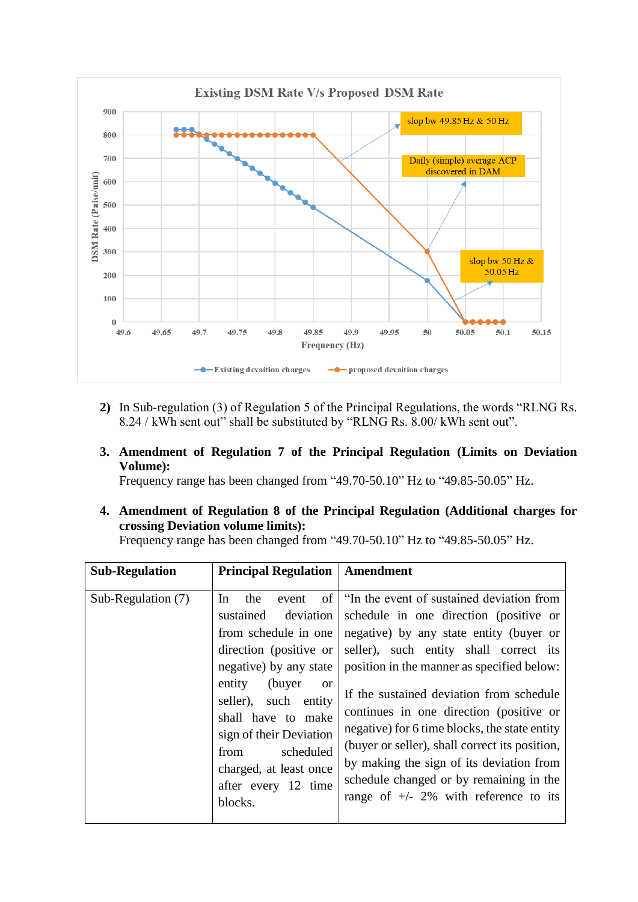Existing DSM Rate V/s Proposed DSM Rate

2) In Sub-regulation (3) of Regulation 5 of the Principal Regulations, the words "RLNG Rs. 8.24 / kWh sent out" shall be substituted by "RLNG Rs. 8.00/ kWh sent out".

3. **Amendment of Regulation 7 of the Principal Regulation (Limits on Deviation Volume):**
   Frequency range has been changed from "49.70-50.10" Hz to "49.85-50.05" Hz.

4. **Amendment of Regulation 8 of the Principal Regulation (Additional charges for crossing Deviation volume limits):**
   Frequency range has been changed from "49.70-50.10" Hz to "49.85-50.05" Hz.

| Sub-Regulation | Principal Regulation | Amendment |
|---|---|---|
| Sub-Regulation (7) | In the event of sustained deviation from schedule in one direction (positive or negative) by any state entity (buyer or seller), such entity shall have to make sign of their Deviation from scheduled charged, at least once after every 12 time blocks. | "In the event of sustained deviation from schedule in one direction (positive or negative) by any state entity (buyer or seller), such entity shall correct its position in the manner as specified below:<br><br>If the sustained deviation from schedule continues in one direction (positive or negative) for 6 time blocks, the state entity (buyer or seller), shall correct its position, by making the sign of its deviation from schedule changed or by remaining in the range of +/- 2% with reference to its |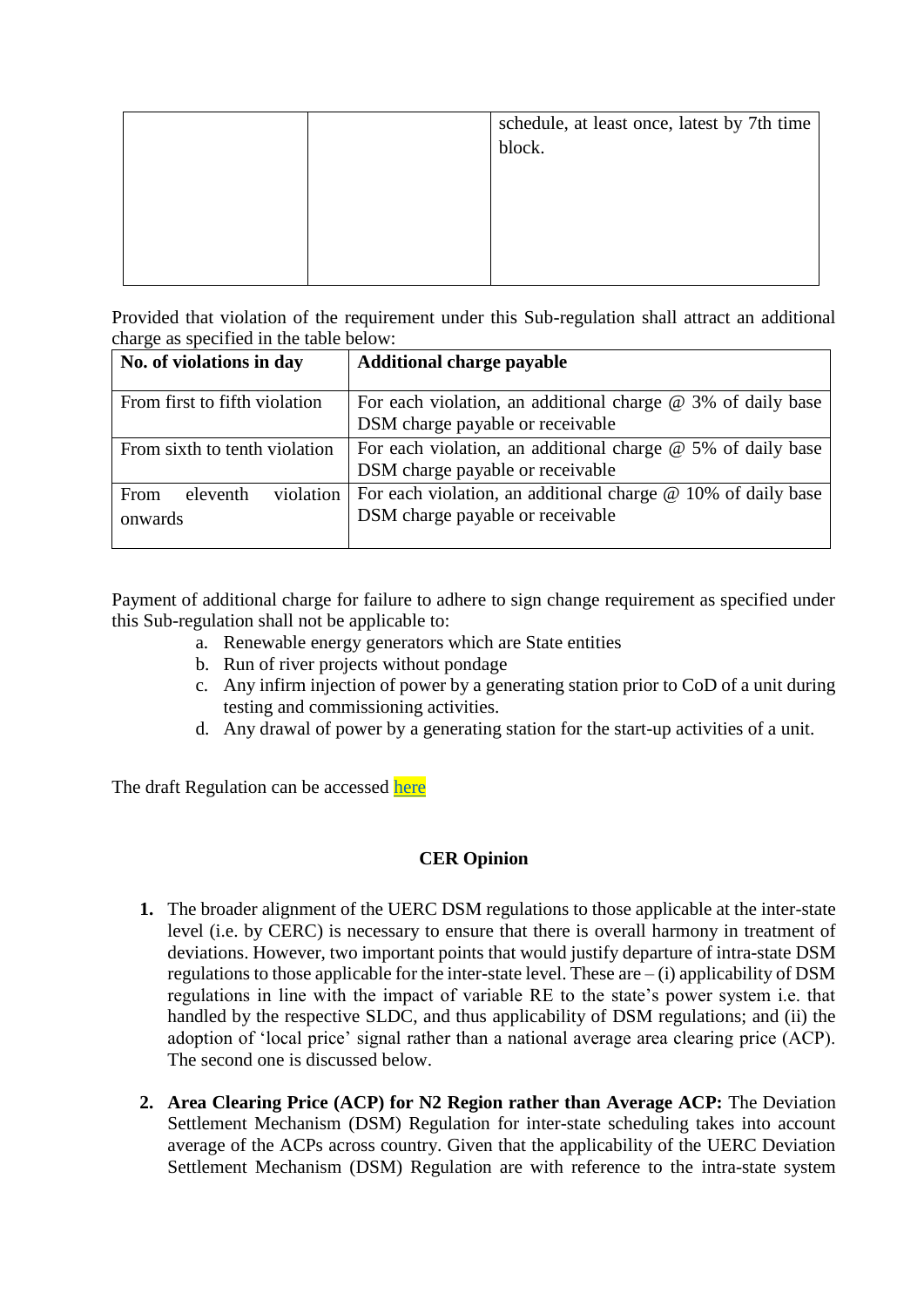| | | schedule, at least once, latest by 7th time block. |
|---|---|---|

Provided that violation of the requirement under this Sub-regulation shall attract an additional charge as specified in the table below:

| No. of violations in day | Additional charge payable |
|---|---|
| From first to fifth violation | For each violation, an additional charge @ 3% of daily base DSM charge payable or receivable |
| From sixth to tenth violation | For each violation, an additional charge @ 5% of daily base DSM charge payable or receivable |
| From eleventh violation onwards | For each violation, an additional charge @ 10% of daily base DSM charge payable or receivable |

Payment of additional charge for failure to adhere to sign change requirement as specified under this Sub-regulation shall not be applicable to:

a. Renewable energy generators which are State entities
b. Run of river projects without pondage
c. Any infirm injection of power by a generating station prior to CoD of a unit during testing and commissioning activities.
d. Any drawal of power by a generating station for the start-up activities of a unit.

The draft Regulation can be accessed here

## CER Opinion

1. The broader alignment of the UERC DSM regulations to those applicable at the inter-state level (i.e. by CERC) is necessary to ensure that there is overall harmony in treatment of deviations. However, two important points that would justify departure of intra-state DSM regulations to those applicable for the inter-state level. These are – (i) applicability of DSM regulations in line with the impact of variable RE to the state's power system i.e. that handled by the respective SLDC, and thus applicability of DSM regulations; and (ii) the adoption of 'local price' signal rather than a national average area clearing price (ACP). The second one is discussed below.

2. **Area Clearing Price (ACP) for N2 Region rather than Average ACP:** The Deviation Settlement Mechanism (DSM) Regulation for inter-state scheduling takes into account average of the ACPs across country. Given that the applicability of the UERC Deviation Settlement Mechanism (DSM) Regulation are with reference to the intra-state system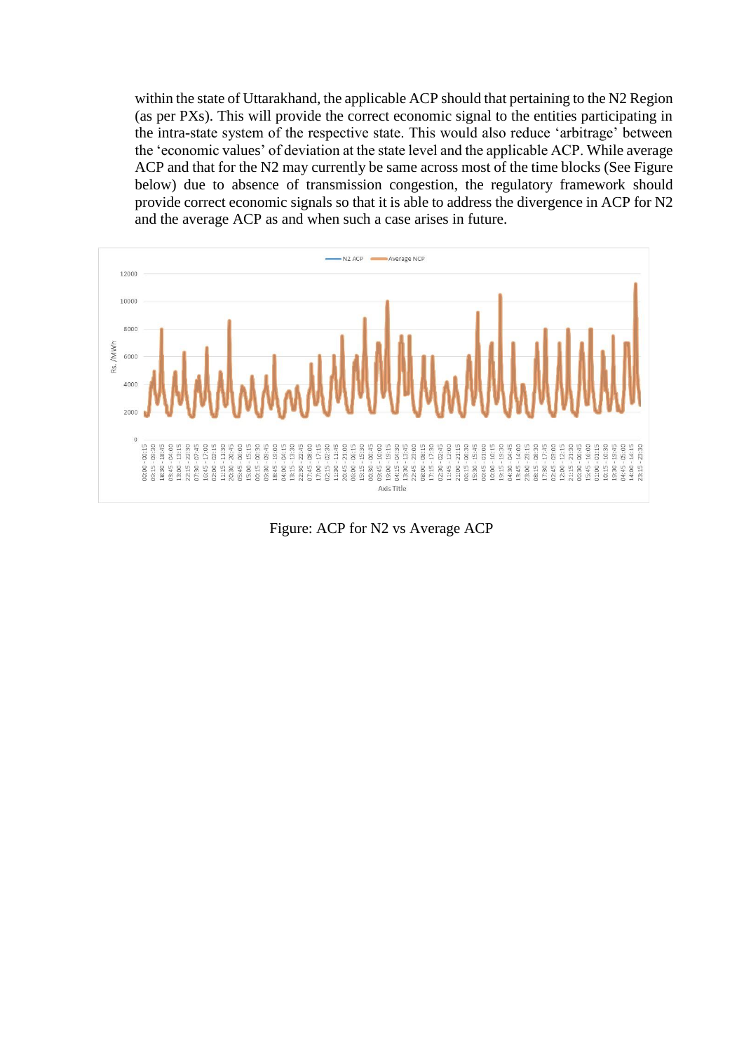within the state of Uttarakhand, the applicable ACP should that pertaining to the N2 Region (as per PXs). This will provide the correct economic signal to the entities participating in the intra-state system of the respective state. This would also reduce 'arbitrage' between the 'economic values' of deviation at the state level and the applicable ACP. While average ACP and that for the N2 may currently be same across most of the time blocks (See Figure below) due to absence of transmission congestion, the regulatory framework should provide correct economic signals so that it is able to address the divergence in ACP for N2 and the average ACP as and when such a case arises in future.

N2 ACP
Average NCP

Rs. /MWh

12000
10000
8000
6000
4000
2000
0

02:00 - 02:15
09:15 - 09:30
18:30 - 18:45
03:45 - 04:00
13:00 - 13:15
22:15 - 22:30
07:30 - 07:45
16:45 - 17:00
02:00 - 02:15
11:15 - 11:30
20:30 - 20:45
05:45 - 06:00
15:00 - 15:15
00:15 - 00:30
09:30 - 09:45
18:45 - 19:00
04:00 - 04:15
13:15 - 13:30
22:30 - 22:45
07:45 - 08:00
17:00 - 17:15
02:15 - 02:30
11:30 - 11:45
20:45 - 21:00
06:00 - 06:15
15:15 - 15:30
00:30 - 00:45
09:45 - 10:00
19:00 - 19:15
04:15 - 04:30
13:30 - 13:45
22:45 - 23:00
08:00 - 08:15
17:15 - 17:30
02:30 - 02:45
11:45 - 12:00
21:00 - 21:15
06:15 - 06:30
15:30 - 15:45
00:45 - 01:00
10:00 - 10:15
19:15 - 19:30
04:30 - 04:45
13:45 - 14:00
23:00 - 23:15
08:15 - 08:30
17:30 - 17:45
02:45 - 03:00
12:00 - 12:15
21:15 - 21:30
06:30 - 06:45
15:45 - 16:00
01:00 - 01:15
10:15 - 10:30
19:30 - 19:45
04:45 - 05:00
14:00 - 14:15
23:15 - 23:30

Axis Title

Figure: ACP for N2 vs Average ACP